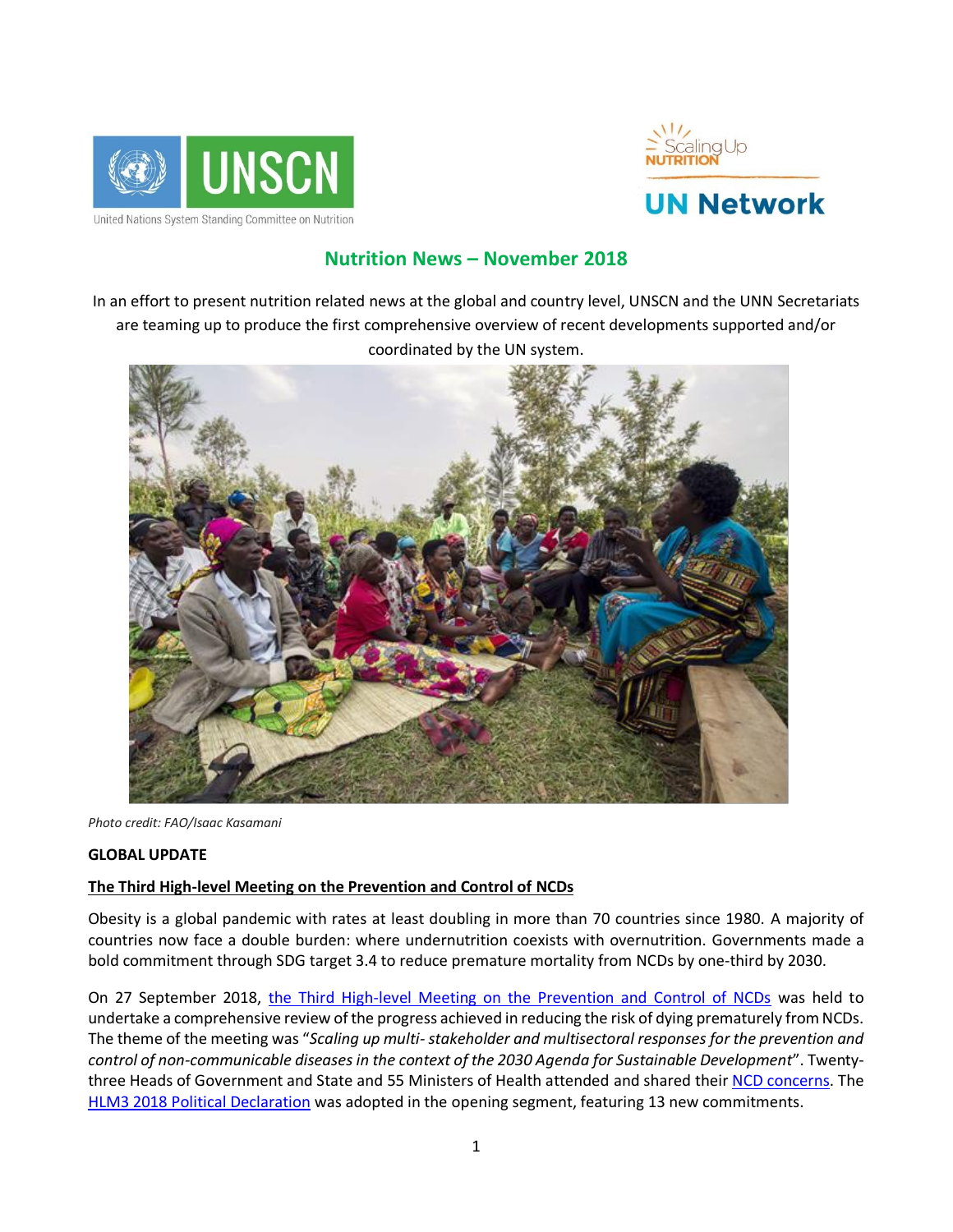# Nutrition News – November 2018

In an effort to present nutrition related news at the global and country level, UNSCN and the UNN Secretariats are teaming up to produce the first comprehensive overview of recent developments supported and/or coordinated by the UN system.

*Photo credit: FAO/Isaac Kasamani*

## GLOBAL UPDATE

### The Third High-level Meeting on the Prevention and Control of NCDs

Obesity is a global pandemic with rates at least doubling in more than 70 countries since 1980. A majority of countries now face a double burden: where undernutrition coexists with overnutrition. Governments made a bold commitment through SDG target 3.4 to reduce premature mortality from NCDs by one-third by 2030.

On 27 September 2018, the Third High-level Meeting on the Prevention and Control of NCDs was held to undertake a comprehensive review of the progress achieved in reducing the risk of dying prematurely from NCDs. The theme of the meeting was "*Scaling up multi- stakeholder and multisectoral responses for the prevention and control of non-communicable diseases in the context of the 2030 Agenda for Sustainable Development*". Twenty-three Heads of Government and State and 55 Ministers of Health attended and shared their NCD concerns. The HLM3 2018 Political Declaration was adopted in the opening segment, featuring 13 new commitments.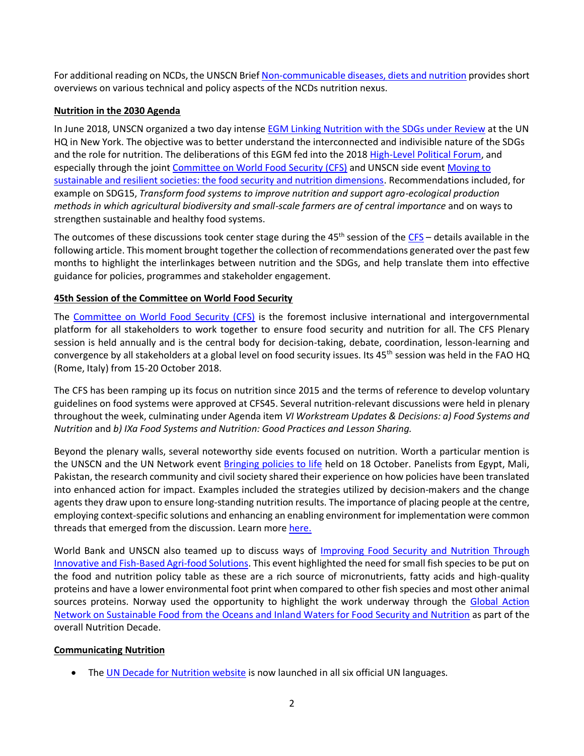For additional reading on NCDs, the UNSCN Brief [Non-communicable diseases, diets and nutrition] provides short overviews on various technical and policy aspects of the NCDs nutrition nexus.

**Nutrition in the 2030 Agenda**

In June 2018, UNSCN organized a two day intense EGM Linking Nutrition with the SDGs under Review at the UN HQ in New York. The objective was to better understand the interconnected and indivisible nature of the SDGs and the role for nutrition. The deliberations of this EGM fed into the 2018 High-Level Political Forum, and especially through the joint Committee on World Food Security (CFS) and UNSCN side event Moving to sustainable and resilient societies: the food security and nutrition dimensions. Recommendations included, for example on SDG15, *Transform food systems to improve nutrition and support agro-ecological production methods in which agricultural biodiversity and small-scale farmers are of central importance* and on ways to strengthen sustainable and healthy food systems.

The outcomes of these discussions took center stage during the 45th session of the CFS – details available in the following article. This moment brought together the collection of recommendations generated over the past few months to highlight the interlinkages between nutrition and the SDGs, and help translate them into effective guidance for policies, programmes and stakeholder engagement.

**45th Session of the Committee on World Food Security**

The Committee on World Food Security (CFS) is the foremost inclusive international and intergovernmental platform for all stakeholders to work together to ensure food security and nutrition for all. The CFS Plenary session is held annually and is the central body for decision-taking, debate, coordination, lesson-learning and convergence by all stakeholders at a global level on food security issues. Its 45th session was held in the FAO HQ (Rome, Italy) from 15-20 October 2018.

The CFS has been ramping up its focus on nutrition since 2015 and the terms of reference to develop voluntary guidelines on food systems were approved at CFS45. Several nutrition-relevant discussions were held in plenary throughout the week, culminating under Agenda item *VI Workstream Updates & Decisions: a) Food Systems and Nutrition* and *b) IXa Food Systems and Nutrition: Good Practices and Lesson Sharing.*

Beyond the plenary walls, several noteworthy side events focused on nutrition. Worth a particular mention is the UNSCN and the UN Network event Bringing policies to life held on 18 October. Panelists from Egypt, Mali, Pakistan, the research community and civil society shared their experience on how policies have been translated into enhanced action for impact. Examples included the strategies utilized by decision-makers and the change agents they draw upon to ensure long-standing nutrition results. The importance of placing people at the centre, employing context-specific solutions and enhancing an enabling environment for implementation were common threads that emerged from the discussion. Learn more here.

World Bank and UNSCN also teamed up to discuss ways of Improving Food Security and Nutrition Through Innovative and Fish-Based Agri-food Solutions. This event highlighted the need for small fish species to be put on the food and nutrition policy table as these are a rich source of micronutrients, fatty acids and high-quality proteins and have a lower environmental foot print when compared to other fish species and most other animal sources proteins. Norway used the opportunity to highlight the work underway through the Global Action Network on Sustainable Food from the Oceans and Inland Waters for Food Security and Nutrition as part of the overall Nutrition Decade.

**Communicating Nutrition**

- The UN Decade for Nutrition website is now launched in all six official UN languages.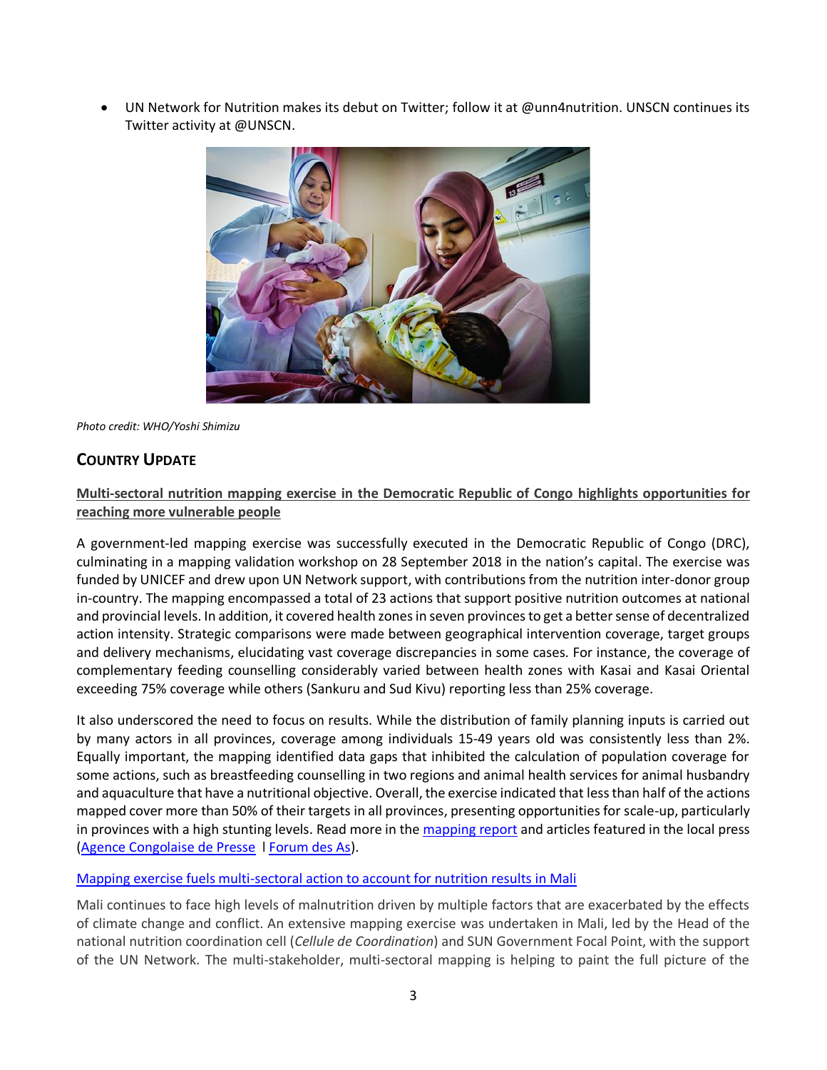- UN Network for Nutrition makes its debut on Twitter; follow it at @unn4nutrition. UNSCN continues its Twitter activity at @UNSCN.

*Photo credit: WHO/Yoshi Shimizu*

## COUNTRY UPDATE

**Multi-sectoral nutrition mapping exercise in the Democratic Republic of Congo highlights opportunities for reaching more vulnerable people**

A government-led mapping exercise was successfully executed in the Democratic Republic of Congo (DRC), culminating in a mapping validation workshop on 28 September 2018 in the nation's capital. The exercise was funded by UNICEF and drew upon UN Network support, with contributions from the nutrition inter-donor group in-country. The mapping encompassed a total of 23 actions that support positive nutrition outcomes at national and provincial levels. In addition, it covered health zones in seven provinces to get a better sense of decentralized action intensity. Strategic comparisons were made between geographical intervention coverage, target groups and delivery mechanisms, elucidating vast coverage discrepancies in some cases. For instance, the coverage of complementary feeding counselling considerably varied between health zones with Kasai and Kasai Oriental exceeding 75% coverage while others (Sankuru and Sud Kivu) reporting less than 25% coverage.

It also underscored the need to focus on results. While the distribution of family planning inputs is carried out by many actors in all provinces, coverage among individuals 15-49 years old was consistently less than 2%. Equally important, the mapping identified data gaps that inhibited the calculation of population coverage for some actions, such as breastfeeding counselling in two regions and animal health services for animal husbandry and aquaculture that have a nutritional objective. Overall, the exercise indicated that less than half of the actions mapped cover more than 50% of their targets in all provinces, presenting opportunities for scale-up, particularly in provinces with a high stunting levels. Read more in the mapping report and articles featured in the local press (Agence Congolaise de Presse l Forum des As).

Mapping exercise fuels multi-sectoral action to account for nutrition results in Mali

Mali continues to face high levels of malnutrition driven by multiple factors that are exacerbated by the effects of climate change and conflict. An extensive mapping exercise was undertaken in Mali, led by the Head of the national nutrition coordination cell (*Cellule de Coordination*) and SUN Government Focal Point, with the support of the UN Network. The multi-stakeholder, multi-sectoral mapping is helping to paint the full picture of the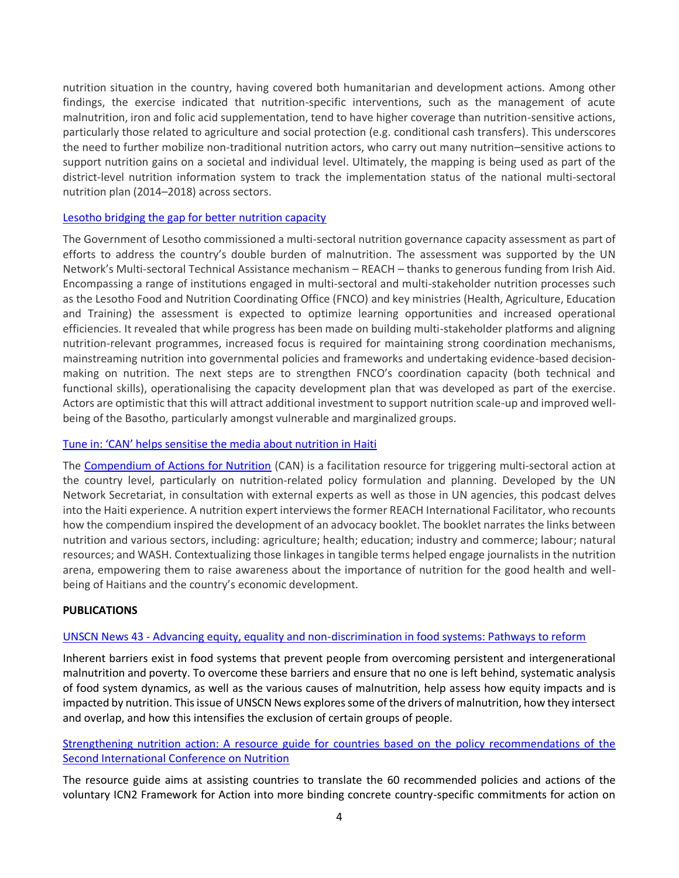nutrition situation in the country, having covered both humanitarian and development actions. Among other findings, the exercise indicated that nutrition-specific interventions, such as the management of acute malnutrition, iron and folic acid supplementation, tend to have higher coverage than nutrition-sensitive actions, particularly those related to agriculture and social protection (e.g. conditional cash transfers). This underscores the need to further mobilize non-traditional nutrition actors, who carry out many nutrition–sensitive actions to support nutrition gains on a societal and individual level. Ultimately, the mapping is being used as part of the district-level nutrition information system to track the implementation status of the national multi-sectoral nutrition plan (2014–2018) across sectors.

[Lesotho bridging the gap for better nutrition capacity]

The Government of Lesotho commissioned a multi-sectoral nutrition governance capacity assessment as part of efforts to address the country's double burden of malnutrition. The assessment was supported by the UN Network's Multi-sectoral Technical Assistance mechanism – REACH – thanks to generous funding from Irish Aid. Encompassing a range of institutions engaged in multi-sectoral and multi-stakeholder nutrition processes such as the Lesotho Food and Nutrition Coordinating Office (FNCO) and key ministries (Health, Agriculture, Education and Training) the assessment is expected to optimize learning opportunities and increased operational efficiencies. It revealed that while progress has been made on building multi-stakeholder platforms and aligning nutrition-relevant programmes, increased focus is required for maintaining strong coordination mechanisms, mainstreaming nutrition into governmental policies and frameworks and undertaking evidence-based decision-making on nutrition. The next steps are to strengthen FNCO's coordination capacity (both technical and functional skills), operationalising the capacity development plan that was developed as part of the exercise. Actors are optimistic that this will attract additional investment to support nutrition scale-up and improved well-being of the Basotho, particularly amongst vulnerable and marginalized groups.

[Tune in: 'CAN' helps sensitise the media about nutrition in Haiti]

The [Compendium of Actions for Nutrition] (CAN) is a facilitation resource for triggering multi-sectoral action at the country level, particularly on nutrition-related policy formulation and planning. Developed by the UN Network Secretariat, in consultation with external experts as well as those in UN agencies, this podcast delves into the Haiti experience. A nutrition expert interviews the former REACH International Facilitator, who recounts how the compendium inspired the development of an advocacy booklet. The booklet narrates the links between nutrition and various sectors, including: agriculture; health; education; industry and commerce; labour; natural resources; and WASH. Contextualizing those linkages in tangible terms helped engage journalists in the nutrition arena, empowering them to raise awareness about the importance of nutrition for the good health and well-being of Haitians and the country's economic development.

**PUBLICATIONS**

[UNSCN News 43 - Advancing equity, equality and non-discrimination in food systems: Pathways to reform]

Inherent barriers exist in food systems that prevent people from overcoming persistent and intergenerational malnutrition and poverty. To overcome these barriers and ensure that no one is left behind, systematic analysis of food system dynamics, as well as the various causes of malnutrition, help assess how equity impacts and is impacted by nutrition. This issue of UNSCN News explores some of the drivers of malnutrition, how they intersect and overlap, and how this intensifies the exclusion of certain groups of people.

[Strengthening nutrition action: A resource guide for countries based on the policy recommendations of the Second International Conference on Nutrition]

The resource guide aims at assisting countries to translate the 60 recommended policies and actions of the voluntary ICN2 Framework for Action into more binding concrete country-specific commitments for action on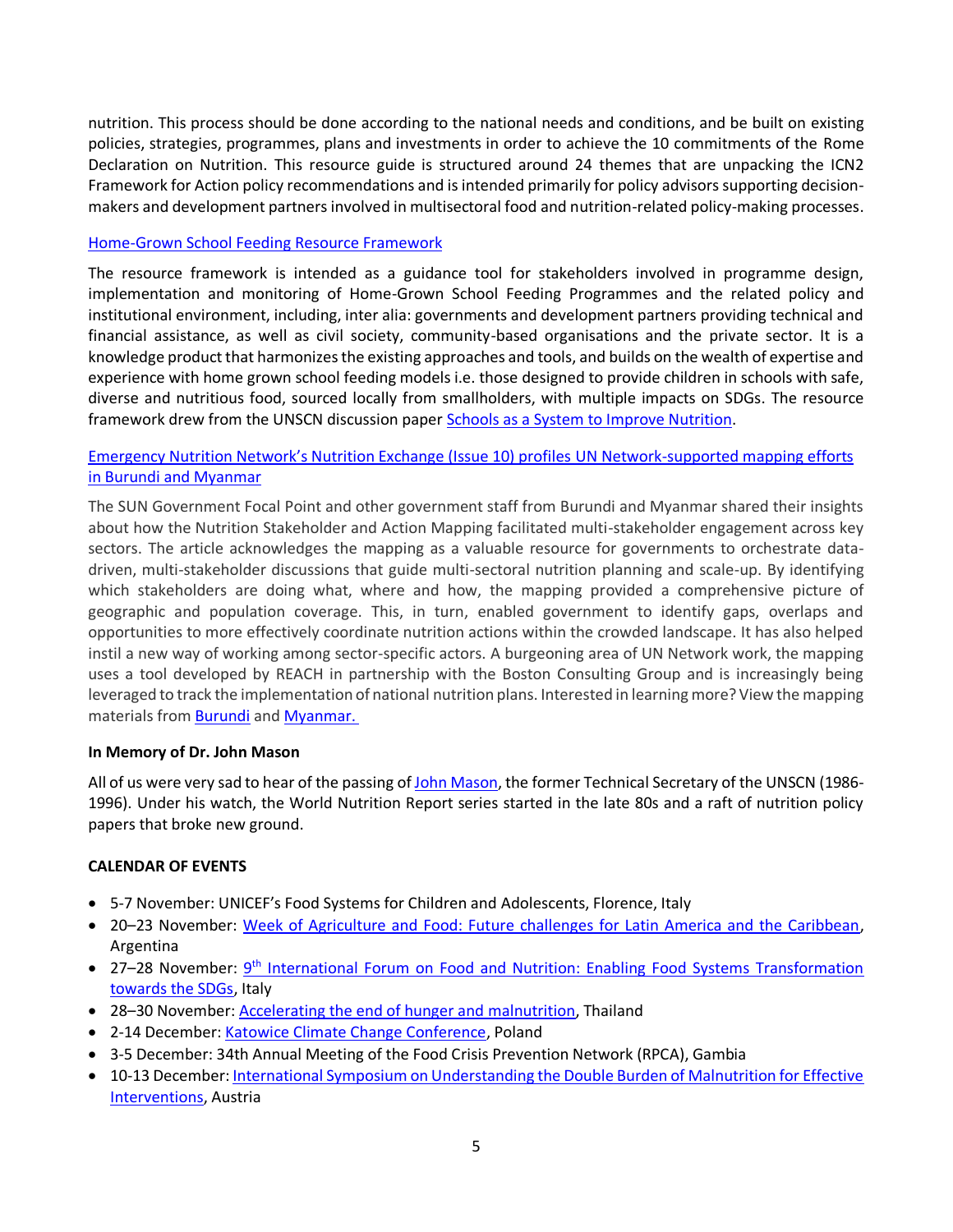nutrition. This process should be done according to the national needs and conditions, and be built on existing policies, strategies, programmes, plans and investments in order to achieve the 10 commitments of the Rome Declaration on Nutrition. This resource guide is structured around 24 themes that are unpacking the ICN2 Framework for Action policy recommendations and is intended primarily for policy advisors supporting decision-makers and development partners involved in multisectoral food and nutrition-related policy-making processes.

Home-Grown School Feeding Resource Framework

The resource framework is intended as a guidance tool for stakeholders involved in programme design, implementation and monitoring of Home-Grown School Feeding Programmes and the related policy and institutional environment, including, inter alia: governments and development partners providing technical and financial assistance, as well as civil society, community-based organisations and the private sector. It is a knowledge product that harmonizes the existing approaches and tools, and builds on the wealth of expertise and experience with home grown school feeding models i.e. those designed to provide children in schools with safe, diverse and nutritious food, sourced locally from smallholders, with multiple impacts on SDGs. The resource framework drew from the UNSCN discussion paper Schools as a System to Improve Nutrition.

Emergency Nutrition Network's Nutrition Exchange (Issue 10) profiles UN Network-supported mapping efforts in Burundi and Myanmar

The SUN Government Focal Point and other government staff from Burundi and Myanmar shared their insights about how the Nutrition Stakeholder and Action Mapping facilitated multi-stakeholder engagement across key sectors. The article acknowledges the mapping as a valuable resource for governments to orchestrate data-driven, multi-stakeholder discussions that guide multi-sectoral nutrition planning and scale-up. By identifying which stakeholders are doing what, where and how, the mapping provided a comprehensive picture of geographic and population coverage. This, in turn, enabled government to identify gaps, overlaps and opportunities to more effectively coordinate nutrition actions within the crowded landscape. It has also helped instil a new way of working among sector-specific actors. A burgeoning area of UN Network work, the mapping uses a tool developed by REACH in partnership with the Boston Consulting Group and is increasingly being leveraged to track the implementation of national nutrition plans. Interested in learning more? View the mapping materials from Burundi and Myanmar.

**In Memory of Dr. John Mason**

All of us were very sad to hear of the passing of John Mason, the former Technical Secretary of the UNSCN (1986-1996). Under his watch, the World Nutrition Report series started in the late 80s and a raft of nutrition policy papers that broke new ground.

**CALENDAR OF EVENTS**

- 5-7 November: UNICEF's Food Systems for Children and Adolescents, Florence, Italy
- 20–23 November: Week of Agriculture and Food: Future challenges for Latin America and the Caribbean, Argentina
- 27–28 November: 9th International Forum on Food and Nutrition: Enabling Food Systems Transformation towards the SDGs, Italy
- 28–30 November: Accelerating the end of hunger and malnutrition, Thailand
- 2-14 December: Katowice Climate Change Conference, Poland
- 3-5 December: 34th Annual Meeting of the Food Crisis Prevention Network (RPCA), Gambia
- 10-13 December: International Symposium on Understanding the Double Burden of Malnutrition for Effective Interventions, Austria